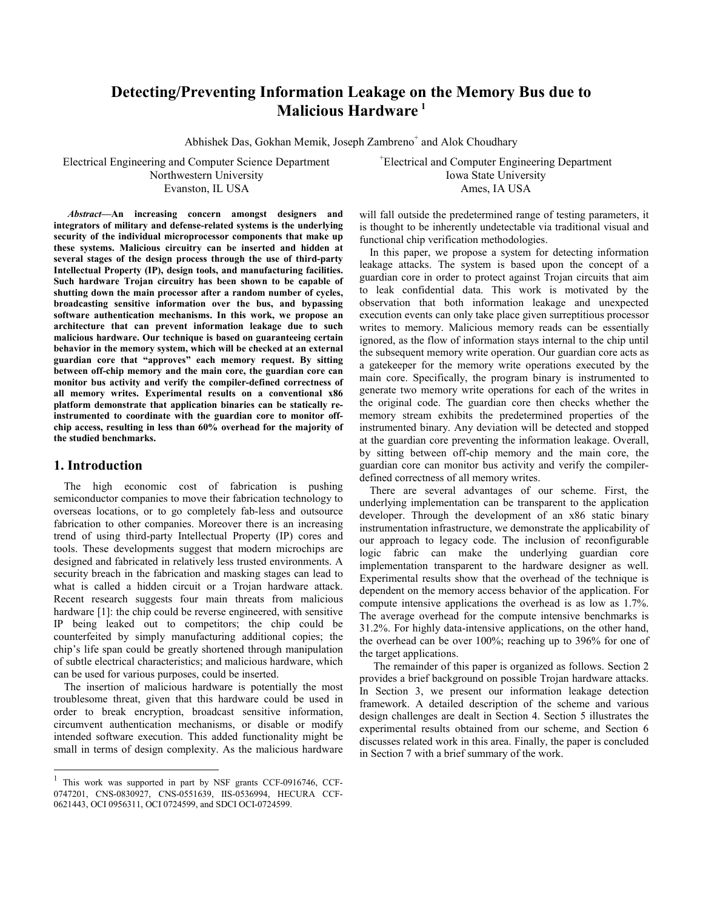# Detecting/Preventing Information Leakage on the Memory Bus due to Malicious Hardware [1]

Abhishek Das, Gokhan Memik, Joseph Zambreno[+] and Alok Choudhary

Electrical Engineering and Computer Science Department
Northwestern University
Evanston, IL USA

[+]Electrical and Computer Engineering Department
Iowa State University
Ames, IA USA

***Abstract*—An increasing concern amongst designers and integrators of military and defense-related systems is the underlying security of the individual microprocessor components that make up these systems. Malicious circuitry can be inserted and hidden at several stages of the design process through the use of third-party Intellectual Property (IP), design tools, and manufacturing facilities. Such hardware Trojan circuitry has been shown to be capable of shutting down the main processor after a random number of cycles, broadcasting sensitive information over the bus, and bypassing software authentication mechanisms. In this work, we propose an architecture that can prevent information leakage due to such malicious hardware. Our technique is based on guaranteeing certain behavior in the memory system, which will be checked at an external guardian core that "approves" each memory request. By sitting between off-chip memory and the main core, the guardian core can monitor bus activity and verify the compiler-defined correctness of all memory writes. Experimental results on a conventional x86 platform demonstrate that application binaries can be statically re-instrumented to coordinate with the guardian core to monitor off-chip access, resulting in less than 60% overhead for the majority of the studied benchmarks.**

## 1. Introduction

The high economic cost of fabrication is pushing semiconductor companies to move their fabrication technology to overseas locations, or to go completely fab-less and outsource fabrication to other companies. Moreover there is an increasing trend of using third-party Intellectual Property (IP) cores and tools. These developments suggest that modern microchips are designed and fabricated in relatively less trusted environments. A security breach in the fabrication and masking stages can lead to what is called a hidden circuit or a Trojan hardware attack. Recent research suggests four main threats from malicious hardware [1]: the chip could be reverse engineered, with sensitive IP being leaked out to competitors; the chip could be counterfeited by simply manufacturing additional copies; the chip's life span could be greatly shortened through manipulation of subtle electrical characteristics; and malicious hardware, which can be used for various purposes, could be inserted.

The insertion of malicious hardware is potentially the most troublesome threat, given that this hardware could be used in order to break encryption, broadcast sensitive information, circumvent authentication mechanisms, or disable or modify intended software execution. This added functionality might be small in terms of design complexity. As the malicious hardware will fall outside the predetermined range of testing parameters, it is thought to be inherently undetectable via traditional visual and functional chip verification methodologies.

In this paper, we propose a system for detecting information leakage attacks. The system is based upon the concept of a guardian core in order to protect against Trojan circuits that aim to leak confidential data. This work is motivated by the observation that both information leakage and unexpected execution events can only take place given surreptitious processor writes to memory. Malicious memory reads can be essentially ignored, as the flow of information stays internal to the chip until the subsequent memory write operation. Our guardian core acts as a gatekeeper for the memory write operations executed by the main core. Specifically, the program binary is instrumented to generate two memory write operations for each of the writes in the original code. The guardian core then checks whether the memory stream exhibits the predetermined properties of the instrumented binary. Any deviation will be detected and stopped at the guardian core preventing the information leakage. Overall, by sitting between off-chip memory and the main core, the guardian core can monitor bus activity and verify the compiler-defined correctness of all memory writes.

There are several advantages of our scheme. First, the underlying implementation can be transparent to the application developer. Through the development of an x86 static binary instrumentation infrastructure, we demonstrate the applicability of our approach to legacy code. The inclusion of reconfigurable logic fabric can make the underlying guardian core implementation transparent to the hardware designer as well. Experimental results show that the overhead of the technique is dependent on the memory access behavior of the application. For compute intensive applications the overhead is as low as 1.7%. The average overhead for the compute intensive benchmarks is 31.2%. For highly data-intensive applications, on the other hand, the overhead can be over 100%; reaching up to 396% for one of the target applications.

The remainder of this paper is organized as follows. Section 2 provides a brief background on possible Trojan hardware attacks. In Section 3, we present our information leakage detection framework. A detailed description of the scheme and various design challenges are dealt in Section 4. Section 5 illustrates the experimental results obtained from our scheme, and Section 6 discusses related work in this area. Finally, the paper is concluded in Section 7 with a brief summary of the work.

---

[1] This work was supported in part by NSF grants CCF-0916746, CCF-0747201, CNS-0830927, CNS-0551639, IIS-0536994, HECURA CCF-0621443, OCI 0956311, OCI 0724599, and SDCI OCI-0724599.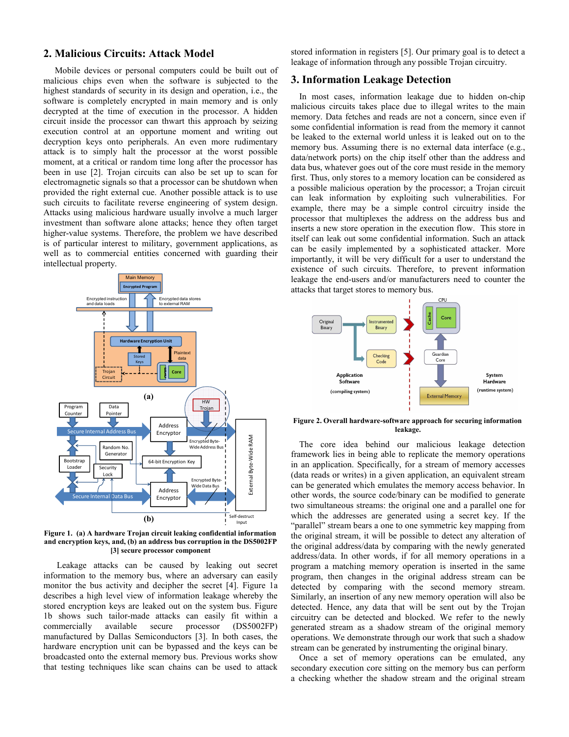## 2. Malicious Circuits: Attack Model

Mobile devices or personal computers could be built out of malicious chips even when the software is subjected to the highest standards of security in its design and operation, i.e., the software is completely encrypted in main memory and is only decrypted at the time of execution in the processor. A hidden circuit inside the processor can thwart this approach by seizing execution control at an opportune moment and writing out decryption keys onto peripherals. An even more rudimentary attack is to simply halt the processor at the worst possible moment, at a critical or random time long after the processor has been in use [2]. Trojan circuits can also be set up to scan for electromagnetic signals so that a processor can be shutdown when provided the right external cue. Another possible attack is to use such circuits to facilitate reverse engineering of system design. Attacks using malicious hardware usually involve a much larger investment than software alone attacks; hence they often target higher-value systems. Therefore, the problem we have described is of particular interest to military, government applications, as well as to commercial entities concerned with guarding their intellectual property.

**Figure 1. (a) A hardware Trojan circuit leaking confidential information and encryption keys, and, (b) an address bus corruption in the DS5002FP [3] secure processor component**

Leakage attacks can be caused by leaking out secret information to the memory bus, where an adversary can easily monitor the bus activity and decipher the secret [4]. Figure 1a describes a high level view of information leakage whereby the stored encryption keys are leaked out on the system bus. Figure 1b shows such tailor-made attacks can easily fit within a commercially available secure processor (DS5002FP) manufactured by Dallas Semiconductors [3]. In both cases, the hardware encryption unit can be bypassed and the keys can be broadcasted onto the external memory bus. Previous works show that testing techniques like scan chains can be used to attack stored information in registers [5]. Our primary goal is to detect a leakage of information through any possible Trojan circuitry.

## 3. Information Leakage Detection

In most cases, information leakage due to hidden on-chip malicious circuits takes place due to illegal writes to the main memory. Data fetches and reads are not a concern, since even if some confidential information is read from the memory it cannot be leaked to the external world unless it is leaked out on to the memory bus. Assuming there is no external data interface (e.g., data/network ports) on the chip itself other than the address and data bus, whatever goes out of the core must reside in the memory first. Thus, only stores to a memory location can be considered as a possible malicious operation by the processor; a Trojan circuit can leak information by exploiting such vulnerabilities. For example, there may be a simple control circuitry inside the processor that multiplexes the address on the address bus and inserts a new store operation in the execution flow. This store in itself can leak out some confidential information. Such an attack can be easily implemented by a sophisticated attacker. More importantly, it will be very difficult for a user to understand the existence of such circuits. Therefore, to prevent information leakage the end-users and/or manufacturers need to counter the attacks that target stores to memory bus.

**Figure 2. Overall hardware-software approach for securing information leakage.**

The core idea behind our malicious leakage detection framework lies in being able to replicate the memory operations in an application. Specifically, for a stream of memory accesses (data reads or writes) in a given application, an equivalent stream can be generated which emulates the memory access behavior. In other words, the source code/binary can be modified to generate two simultaneous streams: the original one and a parallel one for which the addresses are generated using a secret key. If the "parallel" stream bears a one to one symmetric key mapping from the original stream, it will be possible to detect any alteration of the original address/data by comparing with the newly generated address/data. In other words, if for all memory operations in a program a matching memory operation is inserted in the same program, then changes in the original address stream can be detected by comparing with the second memory stream. Similarly, an insertion of any new memory operation will also be detected. Hence, any data that will be sent out by the Trojan circuitry can be detected and blocked. We refer to the newly generated stream as a shadow stream of the original memory operations. We demonstrate through our work that such a shadow stream can be generated by instrumenting the original binary.

Once a set of memory operations can be emulated, any secondary execution core sitting on the memory bus can perform a checking whether the shadow stream and the original stream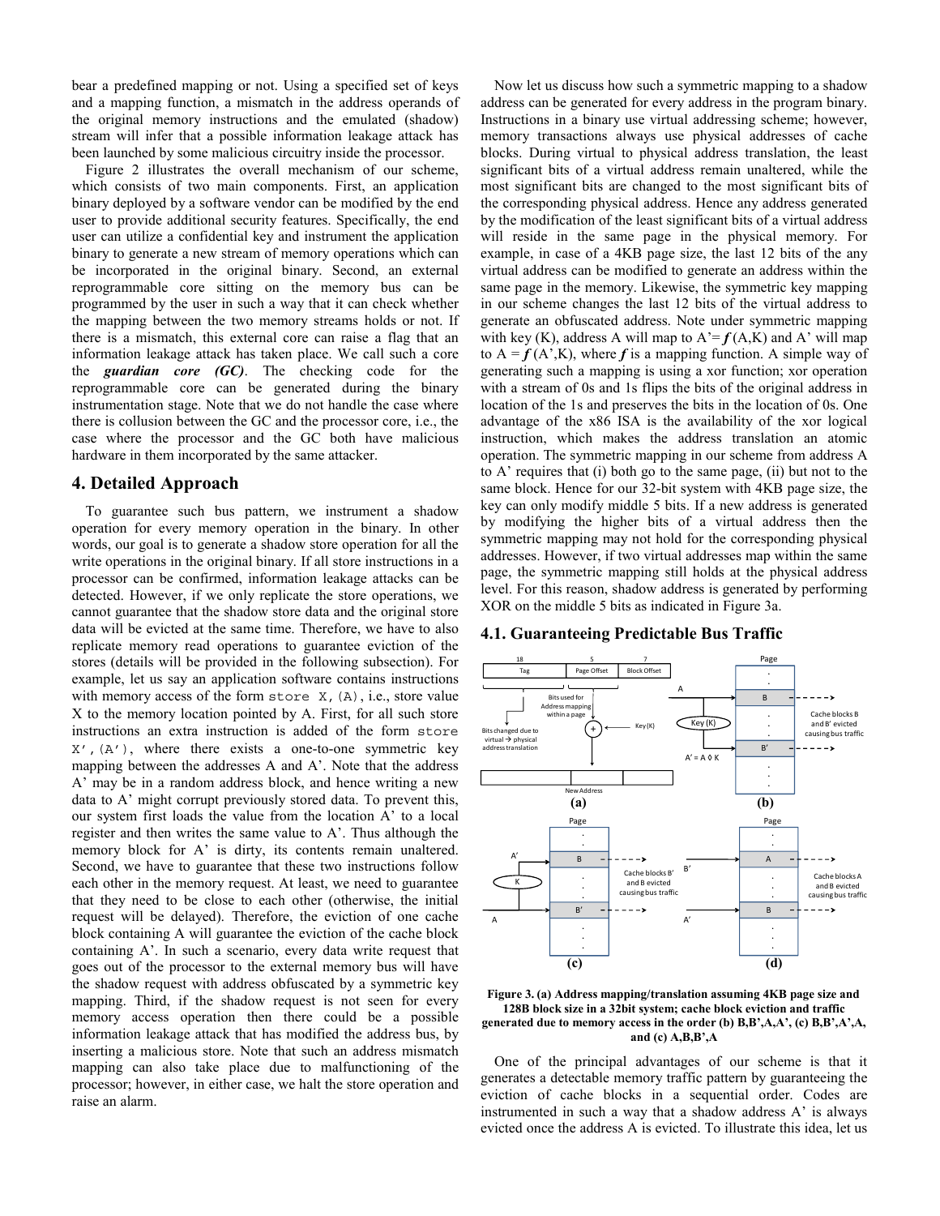bear a predefined mapping or not. Using a specified set of keys and a mapping function, a mismatch in the address operands of the original memory instructions and the emulated (shadow) stream will infer that a possible information leakage attack has been launched by some malicious circuitry inside the processor.

Figure 2 illustrates the overall mechanism of our scheme, which consists of two main components. First, an application binary deployed by a software vendor can be modified by the end user to provide additional security features. Specifically, the end user can utilize a confidential key and instrument the application binary to generate a new stream of memory operations which can be incorporated in the original binary. Second, an external reprogrammable core sitting on the memory bus can be programmed by the user in such a way that it can check whether the mapping between the two memory streams holds or not. If there is a mismatch, this external core can raise a flag that an information leakage attack has taken place. We call such a core the ***guardian core (GC)***. The checking code for the reprogrammable core can be generated during the binary instrumentation stage. Note that we do not handle the case where there is collusion between the GC and the processor core, i.e., the case where the processor and the GC both have malicious hardware in them incorporated by the same attacker.

## 4. Detailed Approach

To guarantee such bus pattern, we instrument a shadow operation for every memory operation in the binary. In other words, our goal is to generate a shadow store operation for all the write operations in the original binary. If all store instructions in a processor can be confirmed, information leakage attacks can be detected. However, if we only replicate the store operations, we cannot guarantee that the shadow store data and the original store data will be evicted at the same time. Therefore, we have to also replicate memory read operations to guarantee eviction of the stores (details will be provided in the following subsection). For example, let us say an application software contains instructions with memory access of the form `store X,(A)`, i.e., store value X to the memory location pointed by A. First, for all such store instructions an extra instruction is added of the form `store X',(A')`, where there exists a one-to-one symmetric key mapping between the addresses A and A'. Note that the address A' may be in a random address block, and hence writing a new data to A' might corrupt previously stored data. To prevent this, our system first loads the value from the location A' to a local register and then writes the same value to A'. Thus although the memory block for A' is dirty, its contents remain unaltered. Second, we have to guarantee that these two instructions follow each other in the memory request. At least, we need to guarantee that they need to be close to each other (otherwise, the initial request will be delayed). Therefore, the eviction of one cache block containing A will guarantee the eviction of the cache block containing A'. In such a scenario, every data write request that goes out of the processor to the external memory bus will have the shadow request with address obfuscated by a symmetric key mapping. Third, if the shadow request is not seen for every memory access operation then there could be a possible information leakage attack that has modified the address bus, by inserting a malicious store. Note that such an address mismatch mapping can also take place due to malfunctioning of the processor; however, in either case, we halt the store operation and raise an alarm.

Now let us discuss how such a symmetric mapping to a shadow address can be generated for every address in the program binary. Instructions in a binary use virtual addressing scheme; however, memory transactions always use physical addresses of cache blocks. During virtual to physical address translation, the least significant bits of a virtual address remain unaltered, while the most significant bits are changed to the most significant bits of the corresponding physical address. Hence any address generated by the modification of the least significant bits of a virtual address will reside in the same page in the physical memory. For example, in case of a 4KB page size, the last 12 bits of the any virtual address can be modified to generate an address within the same page in the memory. Likewise, the symmetric key mapping in our scheme changes the last 12 bits of the virtual address to generate an obfuscated address. Note under symmetric mapping with key (K), address A will map to A'= ***f*** (A,K) and A' will map to A = ***f*** (A',K), where ***f*** is a mapping function. A simple way of generating such a mapping is using a xor function; xor operation with a stream of 0s and 1s flips the bits of the original address in location of the 1s and preserves the bits in the location of 0s. One advantage of the x86 ISA is the availability of the xor logical instruction, which makes the address translation an atomic operation. The symmetric mapping in our scheme from address A to A' requires that (i) both go to the same page, (ii) but not to the same block. Hence for our 32-bit system with 4KB page size, the key can only modify middle 5 bits. If a new address is generated by modifying the higher bits of a virtual address then the symmetric mapping may not hold for the corresponding physical addresses. However, if two virtual addresses map within the same page, the symmetric mapping still holds at the physical address level. For this reason, shadow address is generated by performing XOR on the middle 5 bits as indicated in Figure 3a.

### 4.1. Guaranteeing Predictable Bus Traffic

18
Tag
5
Page Offset
7
Block Offset
Bits used for Address mapping within a page
Bits changed due to virtual → physical address translation
Key (K)
New Address
(a)
Page
A
B
Key (K)
B'
A' = A ◊ K
Cache blocks B and B' evicted causing bus traffic
(b)
Page
A'
B
K
B'
A
Cache blocks B' and B evicted causing bus traffic
(c)
Page
B'
A
B
A'
Cache blocks A and B evicted causing bus traffic
(d)

**Figure 3. (a) Address mapping/translation assuming 4KB page size and 128B block size in a 32bit system; cache block eviction and traffic generated due to memory access in the order (b) B,B',A,A', (c) B,B',A',A, and (c) A,B,B',A**

One of the principal advantages of our scheme is that it generates a detectable memory traffic pattern by guaranteeing the eviction of cache blocks in a sequential order. Codes are instrumented in such a way that a shadow address A' is always evicted once the address A is evicted. To illustrate this idea, let us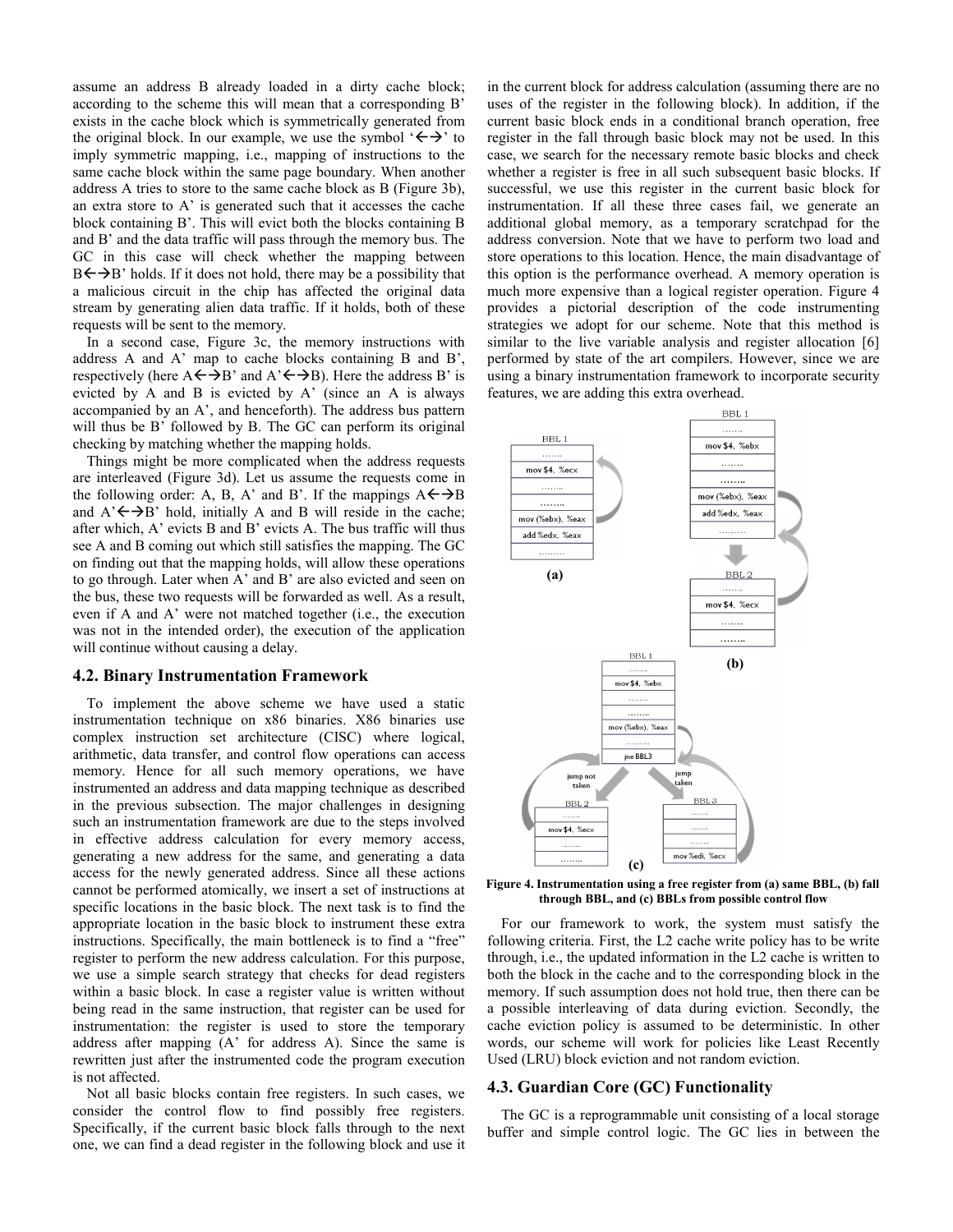assume an address B already loaded in a dirty cache block; according to the scheme this will mean that a corresponding B' exists in the cache block which is symmetrically generated from the original block. In our example, we use the symbol '$\leftrightarrow$' to imply symmetric mapping, i.e., mapping of instructions to the same cache block within the same page boundary. When another address A tries to store to the same cache block as B (Figure 3b), an extra store to A' is generated such that it accesses the cache block containing B'. This will evict both the blocks containing B and B' and the data traffic will pass through the memory bus. The GC in this case will check whether the mapping between B$\leftrightarrow$B' holds. If it does not hold, there may be a possibility that a malicious circuit in the chip has affected the original data stream by generating alien data traffic. If it holds, both of these requests will be sent to the memory.

In a second case, Figure 3c, the memory instructions with address A and A' map to cache blocks containing B and B', respectively (here A$\leftrightarrow$B' and A'$\leftrightarrow$B). Here the address B' is evicted by A and B is evicted by A' (since an A is always accompanied by an A', and henceforth). The address bus pattern will thus be B' followed by B. The GC can perform its original checking by matching whether the mapping holds.

Things might be more complicated when the address requests are interleaved (Figure 3d). Let us assume the requests come in the following order: A, B, A' and B'. If the mappings A$\leftrightarrow$B and A'$\leftrightarrow$B' hold, initially A and B will reside in the cache; after which, A' evicts B and B' evicts A. The bus traffic will thus see A and B coming out which still satisfies the mapping. The GC on finding out that the mapping holds, will allow these operations to go through. Later when A' and B' are also evicted and seen on the bus, these two requests will be forwarded as well. As a result, even if A and A' were not matched together (i.e., the execution was not in the intended order), the execution of the application will continue without causing a delay.

## 4.2. Binary Instrumentation Framework

To implement the above scheme we have used a static instrumentation technique on x86 binaries. X86 binaries use complex instruction set architecture (CISC) where logical, arithmetic, data transfer, and control flow operations can access memory. Hence for all such memory operations, we have instrumented an address and data mapping technique as described in the previous subsection. The major challenges in designing such an instrumentation framework are due to the steps involved in effective address calculation for every memory access, generating a new address for the same, and generating a data access for the newly generated address. Since all these actions cannot be performed atomically, we insert a set of instructions at specific locations in the basic block. The next task is to find the appropriate location in the basic block to instrument these extra instructions. Specifically, the main bottleneck is to find a "free" register to perform the new address calculation. For this purpose, we use a simple search strategy that checks for dead registers within a basic block. In case a register value is written without being read in the same instruction, that register can be used for instrumentation: the register is used to store the temporary address after mapping (A' for address A). Since the same is rewritten just after the instrumented code the program execution is not affected.

Not all basic blocks contain free registers. In such cases, we consider the control flow to find possibly free registers. Specifically, if the current basic block falls through to the next one, we can find a dead register in the following block and use it in the current block for address calculation (assuming there are no uses of the register in the following block). In addition, if the current basic block ends in a conditional branch operation, free register in the fall through basic block may not be used. In this case, we search for the necessary remote basic blocks and check whether a register is free in all such subsequent basic blocks. If successful, we use this register in the current basic block for instrumentation. If all these three cases fail, we generate an additional global memory, as a temporary scratchpad for the address conversion. Note that we have to perform two load and store operations to this location. Hence, the main disadvantage of this option is the performance overhead. A memory operation is much more expensive than a logical register operation. Figure 4 provides a pictorial description of the code instrumenting strategies we adopt for our scheme. Note that this method is similar to the live variable analysis and register allocation [6] performed by state of the art compilers. However, since we are using a binary instrumentation framework to incorporate security features, we are adding this extra overhead.

BBL 1
…….
mov $4, %ecx
…….
……..
mov (%ebx), %eax
add %edx, %eax
………
(a)

BBL 1
…….
mov $4, %ebx
…….
……..
mov (%ebx), %eax
add %edx, %eax
………
BBL 2
…….
mov $4, %ecx
…….
……..
(b)

BBL 1
…….
mov $4, %ebx
…….
……..
mov (%ebx), %eax
………
jne BBL3
jump not taken
jump taken
BBL 2
…….
mov $4, %ecx
…….
……..
BBL 3
…….
…….
…….
mov %edi, %ecx
(c)

**Figure 4. Instrumentation using a free register from (a) same BBL, (b) fall through BBL, and (c) BBLs from possible control flow**

For our framework to work, the system must satisfy the following criteria. First, the L2 cache write policy has to be write through, i.e., the updated information in the L2 cache is written to both the block in the cache and to the corresponding block in the memory. If such assumption does not hold true, then there can be a possible interleaving of data during eviction. Secondly, the cache eviction policy is assumed to be deterministic. In other words, our scheme will work for policies like Least Recently Used (LRU) block eviction and not random eviction.

## 4.3. Guardian Core (GC) Functionality

The GC is a reprogrammable unit consisting of a local storage buffer and simple control logic. The GC lies in between the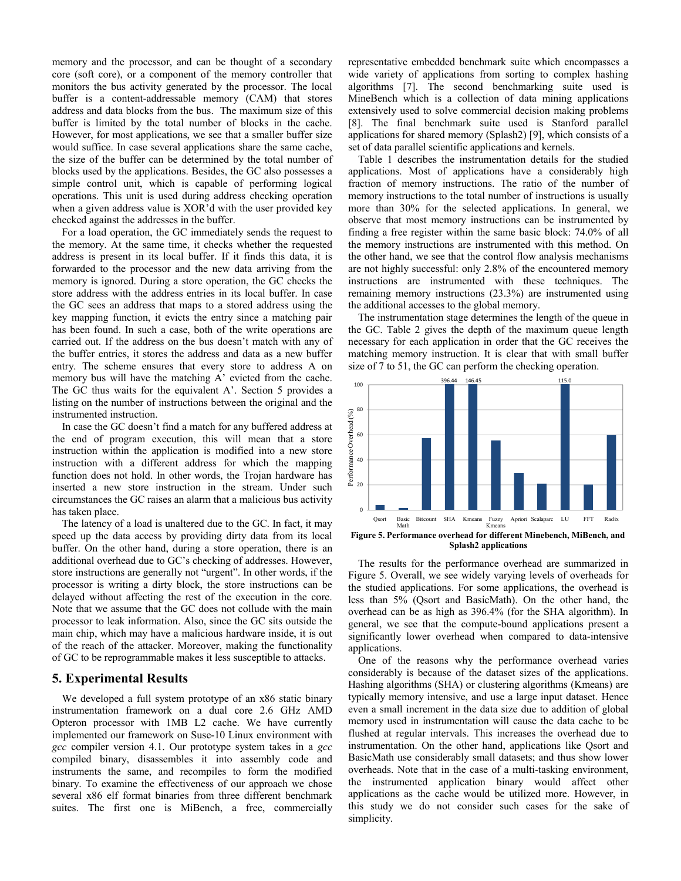memory and the processor, and can be thought of a secondary core (soft core), or a component of the memory controller that monitors the bus activity generated by the processor. The local buffer is a content-addressable memory (CAM) that stores address and data blocks from the bus. The maximum size of this buffer is limited by the total number of blocks in the cache. However, for most applications, we see that a smaller buffer size would suffice. In case several applications share the same cache, the size of the buffer can be determined by the total number of blocks used by the applications. Besides, the GC also possesses a simple control unit, which is capable of performing logical operations. This unit is used during address checking operation when a given address value is XOR'd with the user provided key checked against the addresses in the buffer.

For a load operation, the GC immediately sends the request to the memory. At the same time, it checks whether the requested address is present in its local buffer. If it finds this data, it is forwarded to the processor and the new data arriving from the memory is ignored. During a store operation, the GC checks the store address with the address entries in its local buffer. In case the GC sees an address that maps to a stored address using the key mapping function, it evicts the entry since a matching pair has been found. In such a case, both of the write operations are carried out. If the address on the bus doesn't match with any of the buffer entries, it stores the address and data as a new buffer entry. The scheme ensures that every store to address A on memory bus will have the matching A' evicted from the cache. The GC thus waits for the equivalent A'. Section 5 provides a listing on the number of instructions between the original and the instrumented instruction.

In case the GC doesn't find a match for any buffered address at the end of program execution, this will mean that a store instruction within the application is modified into a new store instruction with a different address for which the mapping function does not hold. In other words, the Trojan hardware has inserted a new store instruction in the stream. Under such circumstances the GC raises an alarm that a malicious bus activity has taken place.

The latency of a load is unaltered due to the GC. In fact, it may speed up the data access by providing dirty data from its local buffer. On the other hand, during a store operation, there is an additional overhead due to GC's checking of addresses. However, store instructions are generally not "urgent". In other words, if the processor is writing a dirty block, the store instructions can be delayed without affecting the rest of the execution in the core. Note that we assume that the GC does not collude with the main processor to leak information. Also, since the GC sits outside the main chip, which may have a malicious hardware inside, it is out of the reach of the attacker. Moreover, making the functionality of GC to be reprogrammable makes it less susceptible to attacks.

## 5. Experimental Results

We developed a full system prototype of an x86 static binary instrumentation framework on a dual core 2.6 GHz AMD Opteron processor with 1MB L2 cache. We have currently implemented our framework on Suse-10 Linux environment with *gcc* compiler version 4.1. Our prototype system takes in a *gcc* compiled binary, disassembles it into assembly code and instruments the same, and recompiles to form the modified binary. To examine the effectiveness of our approach we chose several x86 elf format binaries from three different benchmark suites. The first one is MiBench, a free, commercially representative embedded benchmark suite which encompasses a wide variety of applications from sorting to complex hashing algorithms [7]. The second benchmarking suite used is MineBench which is a collection of data mining applications extensively used to solve commercial decision making problems [8]. The final benchmark suite used is Stanford parallel applications for shared memory (Splash2) [9], which consists of a set of data parallel scientific applications and kernels.

Table 1 describes the instrumentation details for the studied applications. Most of applications have a considerably high fraction of memory instructions. The ratio of the number of memory instructions to the total number of instructions is usually more than 30% for the selected applications. In general, we observe that most memory instructions can be instrumented by finding a free register within the same basic block: 74.0% of all the memory instructions are instrumented with this method. On the other hand, we see that the control flow analysis mechanisms are not highly successful: only 2.8% of the encountered memory instructions are instrumented with these techniques. The remaining memory instructions (23.3%) are instrumented using the additional accesses to the global memory.

The instrumentation stage determines the length of the queue in the GC. Table 2 gives the depth of the maximum queue length necessary for each application in order that the GC receives the matching memory instruction. It is clear that with small buffer size of 7 to 51, the GC can perform the checking operation.

Performance Overhead (%)
100
80
60
40
20
0
396.44
146.45
115.0
Qsort
Basic Math
Bitcount
SHA
Kmeans
Fuzzy Kmeans
Apriori
Scalaparc
LU
FFT
Radix

**Figure 5. Performance overhead for different Minebench, MiBench, and Splash2 applications**

The results for the performance overhead are summarized in Figure 5. Overall, we see widely varying levels of overheads for the studied applications. For some applications, the overhead is less than 5% (Qsort and BasicMath). On the other hand, the overhead can be as high as 396.4% (for the SHA algorithm). In general, we see that the compute-bound applications present a significantly lower overhead when compared to data-intensive applications.

One of the reasons why the performance overhead varies considerably is because of the dataset sizes of the applications. Hashing algorithms (SHA) or clustering algorithms (Kmeans) are typically memory intensive, and use a large input dataset. Hence even a small increment in the data size due to addition of global memory used in instrumentation will cause the data cache to be flushed at regular intervals. This increases the overhead due to instrumentation. On the other hand, applications like Qsort and BasicMath use considerably small datasets; and thus show lower overheads. Note that in the case of a multi-tasking environment, the instrumented application binary would affect other applications as the cache would be utilized more. However, in this study we do not consider such cases for the sake of simplicity.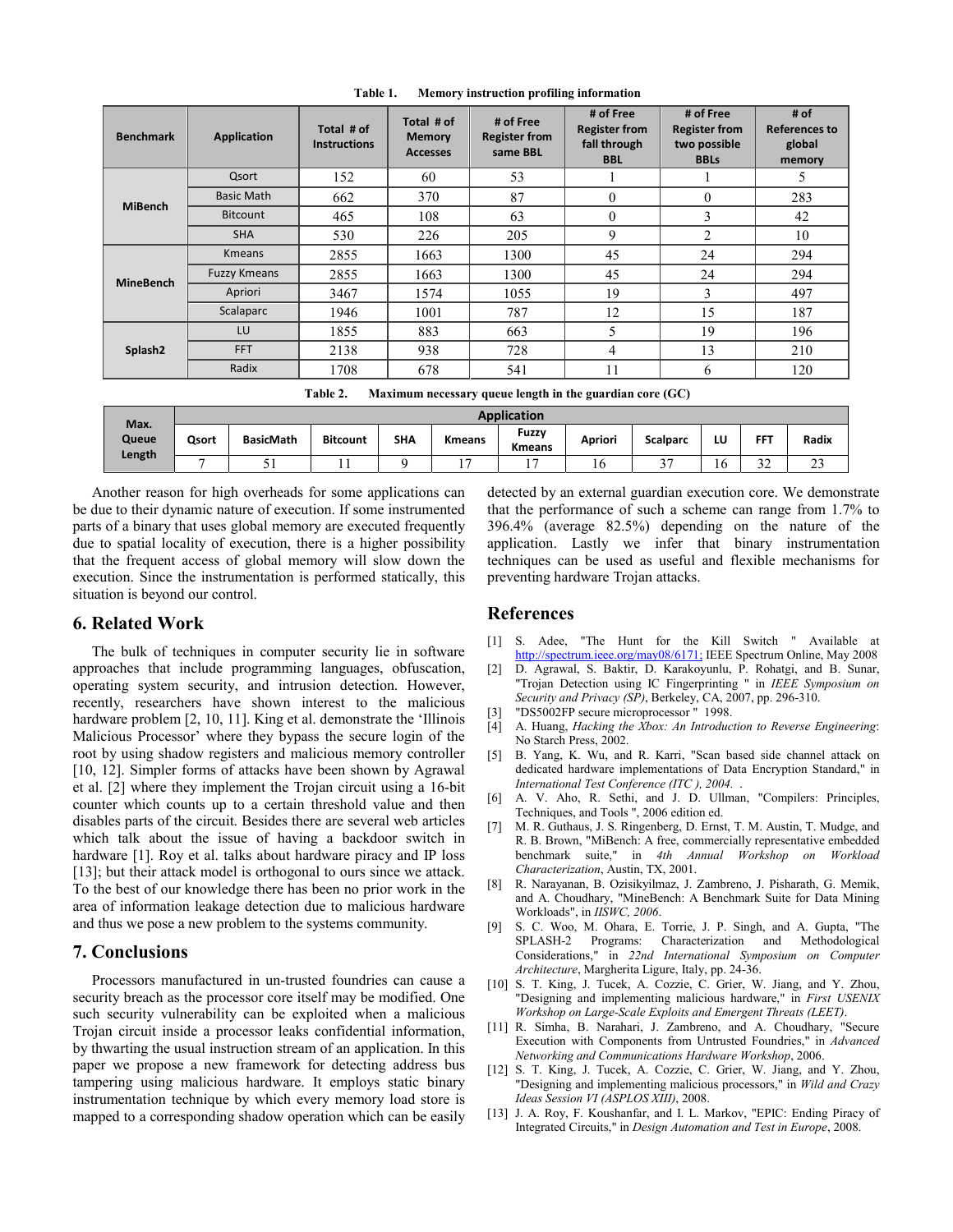Table 1. Memory instruction profiling information

| Benchmark | Application | Total # of Instructions | Total # of Memory Accesses | # of Free Register from same BBL | # of Free Register from fall through BBL | # of Free Register from two possible BBLs | # of References to global memory |
|---|---|---|---|---|---|---|---|
| MiBench | Qsort | 152 | 60 | 53 | 1 | 1 | 5 |
| | Basic Math | 662 | 370 | 87 | 0 | 0 | 283 |
| | Bitcount | 465 | 108 | 63 | 0 | 3 | 42 |
| | SHA | 530 | 226 | 205 | 9 | 2 | 10 |
| MineBench | Kmeans | 2855 | 1663 | 1300 | 45 | 24 | 294 |
| | Fuzzy Kmeans | 2855 | 1663 | 1300 | 45 | 24 | 294 |
| | Apriori | 3467 | 1574 | 1055 | 19 | 3 | 497 |
| | Scalaparc | 1946 | 1001 | 787 | 12 | 15 | 187 |
| Splash2 | LU | 1855 | 883 | 663 | 5 | 19 | 196 |
| | FFT | 2138 | 938 | 728 | 4 | 13 | 210 |
| | Radix | 1708 | 678 | 541 | 11 | 6 | 120 |

Table 2. Maximum necessary queue length in the guardian core (GC)

| Max. Queue Length | Application | | | | | | | | | | |
|---|---|---|---|---|---|---|---|---|---|---|---|
| | Qsort | BasicMath | Bitcount | SHA | Kmeans | Fuzzy Kmeans | Apriori | Scalparc | LU | FFT | Radix |
| | 7 | 51 | 11 | 9 | 17 | 17 | 16 | 37 | 16 | 32 | 23 |

Another reason for high overheads for some applications can be due to their dynamic nature of execution. If some instrumented parts of a binary that uses global memory are executed frequently due to spatial locality of execution, there is a higher possibility that the frequent access of global memory will slow down the execution. Since the instrumentation is performed statically, this situation is beyond our control.

## 6. Related Work

The bulk of techniques in computer security lie in software approaches that include programming languages, obfuscation, operating system security, and intrusion detection. However, recently, researchers have shown interest to the malicious hardware problem [2, 10, 11]. King et al. demonstrate the 'Illinois Malicious Processor' where they bypass the secure login of the root by using shadow registers and malicious memory controller [10, 12]. Simpler forms of attacks have been shown by Agrawal et al. [2] where they implement the Trojan circuit using a 16-bit counter which counts up to a certain threshold value and then disables parts of the circuit. Besides there are several web articles which talk about the issue of having a backdoor switch in hardware [1]. Roy et al. talks about hardware piracy and IP loss [13]; but their attack model is orthogonal to ours since we attack. To the best of our knowledge there has been no prior work in the area of information leakage detection due to malicious hardware and thus we pose a new problem to the systems community.

## 7. Conclusions

Processors manufactured in un-trusted foundries can cause a security breach as the processor core itself may be modified. One such security vulnerability can be exploited when a malicious Trojan circuit inside a processor leaks confidential information, by thwarting the usual instruction stream of an application. In this paper we propose a new framework for detecting address bus tampering using malicious hardware. It employs static binary instrumentation technique by which every memory load store is mapped to a corresponding shadow operation which can be easily detected by an external guardian execution core. We demonstrate that the performance of such a scheme can range from 1.7% to 396.4% (average 82.5%) depending on the nature of the application. Lastly we infer that binary instrumentation techniques can be used as useful and flexible mechanisms for preventing hardware Trojan attacks.

## References

[1] S. Adee, "The Hunt for the Kill Switch " Available at http://spectrum.ieee.org/may08/6171; IEEE Spectrum Online, May 2008

[2] D. Agrawal, S. Baktir, D. Karakoyunlu, P. Rohatgi, and B. Sunar, "Trojan Detection using IC Fingerprinting " in *IEEE Symposium on Security and Privacy (SP)*, Berkeley, CA, 2007, pp. 296-310.

[3] "DS5002FP secure microprocessor " 1998.

[4] A. Huang, *Hacking the Xbox: An Introduction to Reverse Engineering*: No Starch Press, 2002.

[5] B. Yang, K. Wu, and R. Karri, "Scan based side channel attack on dedicated hardware implementations of Data Encryption Standard," in *International Test Conference (ITC ), 2004.* .

[6] A. V. Aho, R. Sethi, and J. D. Ullman, "Compilers: Principles, Techniques, and Tools ", 2006 edition ed.

[7] M. R. Guthaus, J. S. Ringenberg, D. Ernst, T. M. Austin, T. Mudge, and R. B. Brown, "MiBench: A free, commercially representative embedded benchmark suite," in *4th Annual Workshop on Workload Characterization*, Austin, TX, 2001.

[8] R. Narayanan, B. Ozisikyilmaz, J. Zambreno, J. Pisharath, G. Memik, and A. Choudhary, "MineBench: A Benchmark Suite for Data Mining Workloads", in *IISWC, 2006.*

[9] S. C. Woo, M. Ohara, E. Torrie, J. P. Singh, and A. Gupta, "The SPLASH-2 Programs: Characterization and Methodological Considerations," in *22nd International Symposium on Computer Architecture*, Margherita Ligure, Italy, pp. 24-36.

[10] S. T. King, J. Tucek, A. Cozzie, C. Grier, W. Jiang, and Y. Zhou, "Designing and implementing malicious hardware," in *First USENIX Workshop on Large-Scale Exploits and Emergent Threats (LEET)*.

[11] R. Simha, B. Narahari, J. Zambreno, and A. Choudhary, "Secure Execution with Components from Untrusted Foundries," in *Advanced Networking and Communications Hardware Workshop*, 2006.

[12] S. T. King, J. Tucek, A. Cozzie, C. Grier, W. Jiang, and Y. Zhou, "Designing and implementing malicious processors," in *Wild and Crazy Ideas Session VI (ASPLOS XIII)*, 2008.

[13] J. A. Roy, F. Koushanfar, and I. L. Markov, "EPIC: Ending Piracy of Integrated Circuits," in *Design Automation and Test in Europe*, 2008.